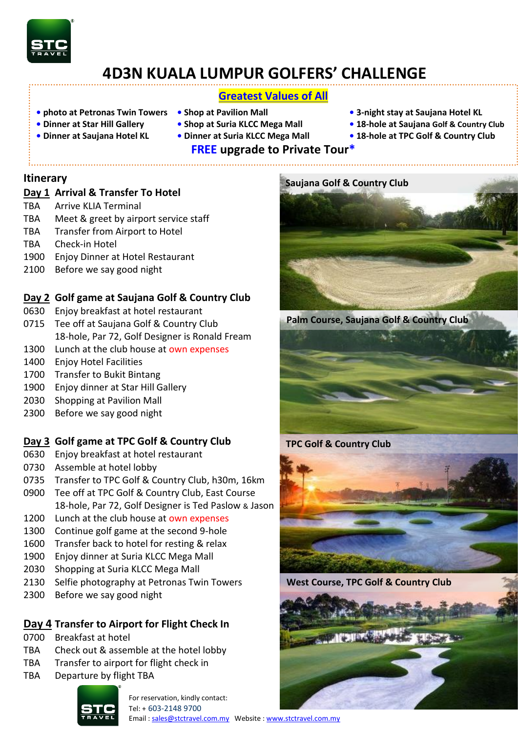# 4D3N KUALA LUMPUR GOLFERS' CHALLENGE

## Greatest Values of All

- photo at Petronas Twin Towers
- Dinner at Star Hill Gallery
- Dinner at Saujana Hotel KL
- Shop at Pavilion Mall
- Shop at Suria KLCC Mega Mall
- Dinner at Suria KLCC Mega Mall
- 3-night stay at Saujana Hotel KL
- 18-hole at Saujana Golf & Country Club
- 18-hole at TPC Golf & Country Club

**FREE upgrade to Private Tour***

## Itinerary

### Day 1 Arrival & Transfer To Hotel

| | |
|---|---|
| TBA | Arrive KLIA Terminal |
| TBA | Meet & greet by airport service staff |
| TBA | Transfer from Airport to Hotel |
| TBA | Check-in Hotel |
| 1900 | Enjoy Dinner at Hotel Restaurant |
| 2100 | Before we say good night |

### Day 2 Golf game at Saujana Golf & Country Club

| | |
|---|---|
| 0630 | Enjoy breakfast at hotel restaurant |
| 0715 | Tee off at Saujana Golf & Country Club<br>18-hole, Par 72, Golf Designer is Ronald Fream |
| 1300 | Lunch at the club house at own expenses |
| 1400 | Enjoy Hotel Facilities |
| 1700 | Transfer to Bukit Bintang |
| 1900 | Enjoy dinner at Star Hill Gallery |
| 2030 | Shopping at Pavilion Mall |
| 2300 | Before we say good night |

### Day 3 Golf game at TPC Golf & Country Club

| | |
|---|---|
| 0630 | Enjoy breakfast at hotel restaurant |
| 0730 | Assemble at hotel lobby |
| 0735 | Transfer to TPC Golf & Country Club, h30m, 16km |
| 0900 | Tee off at TPC Golf & Country Club, East Course<br>18-hole, Par 72, Golf Designer is Ted Paslow & Jason |
| 1200 | Lunch at the club house at own expenses |
| 1300 | Continue golf game at the second 9-hole |
| 1600 | Transfer back to hotel for resting & relax |
| 1900 | Enjoy dinner at Suria KLCC Mega Mall |
| 2030 | Shopping at Suria KLCC Mega Mall |
| 2130 | Selfie photography at Petronas Twin Towers |
| 2300 | Before we say good night |

### Day 4 Transfer to Airport for Flight Check In

| | |
|---|---|
| 0700 | Breakfast at hotel |
| TBA | Check out & assemble at the hotel lobby |
| TBA | Transfer to airport for flight check in |
| TBA | Departure by flight TBA |

Saujana Golf & Country Club

Palm Course, Saujana Golf & Country Club

TPC Golf & Country Club

West Course, TPC Golf & Country Club

For reservation, kindly contact:
Tel: + 603-2148 9700
Email : sales@stctravel.com.my Website : www.stctravel.com.my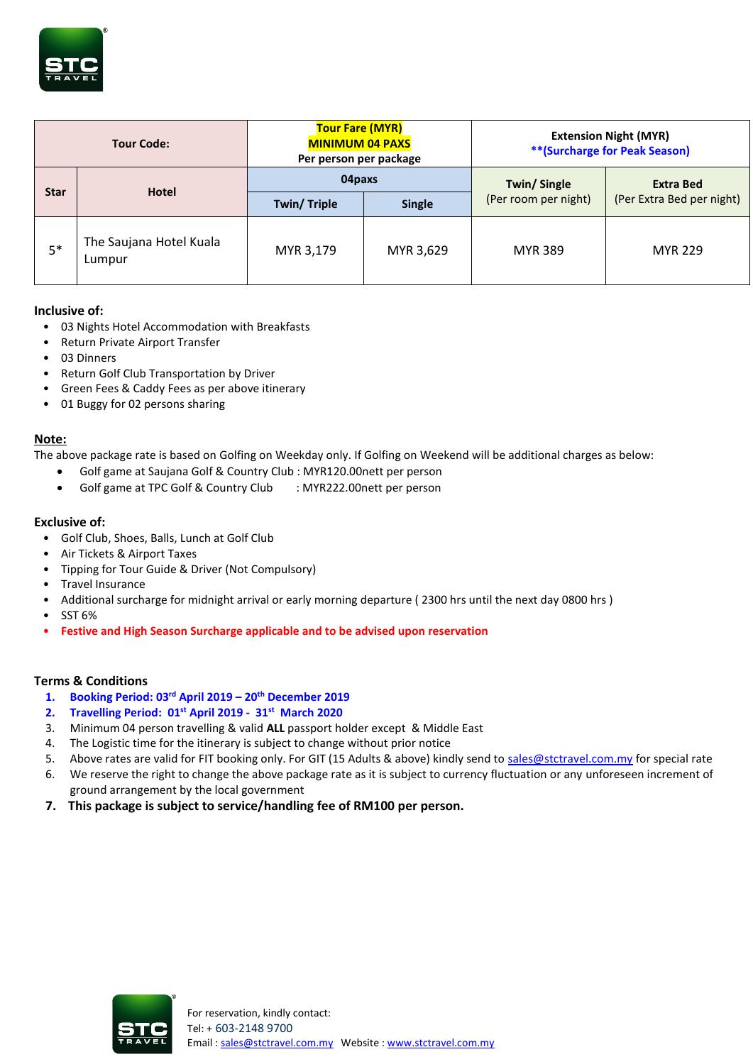| Tour Code: | | Tour Fare (MYR) MINIMUM 04 PAXS Per person per package | | Extension Night (MYR) **(Surcharge for Peak Season) | |
|---|---|---|---|---|---|
| Star | Hotel | 04paxs | | Twin/ Single (Per room per night) | Extra Bed (Per Extra Bed per night) |
| | | Twin/ Triple | Single | | |
| 5* | The Saujana Hotel Kuala Lumpur | MYR 3,179 | MYR 3,629 | MYR 389 | MYR 229 |

**Inclusive of:**

- 03 Nights Hotel Accommodation with Breakfasts
- Return Private Airport Transfer
- 03 Dinners
- Return Golf Club Transportation by Driver
- Green Fees & Caddy Fees as per above itinerary
- 01 Buggy for 02 persons sharing

**Note:**

The above package rate is based on Golfing on Weekday only. If Golfing on Weekend will be additional charges as below:

- Golf game at Saujana Golf & Country Club : MYR120.00nett per person
- Golf game at TPC Golf & Country Club : MYR222.00nett per person

**Exclusive of:**

- Golf Club, Shoes, Balls, Lunch at Golf Club
- Air Tickets & Airport Taxes
- Tipping for Tour Guide & Driver (Not Compulsory)
- Travel Insurance
- Additional surcharge for midnight arrival or early morning departure ( 2300 hrs until the next day 0800 hrs )
- SST 6%
- **Festive and High Season Surcharge applicable and to be advised upon reservation**

**Terms & Conditions**

1. **Booking Period: 03rd April 2019 – 20th December 2019**
2. **Travelling Period: 01st April 2019 - 31st March 2020**
3. Minimum 04 person travelling & valid **ALL** passport holder except & Middle East
4. The Logistic time for the itinerary is subject to change without prior notice
5. Above rates are valid for FIT booking only. For GIT (15 Adults & above) kindly send to sales@stctravel.com.my for special rate
6. We reserve the right to change the above package rate as it is subject to currency fluctuation or any unforeseen increment of ground arrangement by the local government
7. **This package is subject to service/handling fee of RM100 per person.**

For reservation, kindly contact:
Tel: + 603-2148 9700
Email : sales@stctravel.com.my Website : www.stctravel.com.my